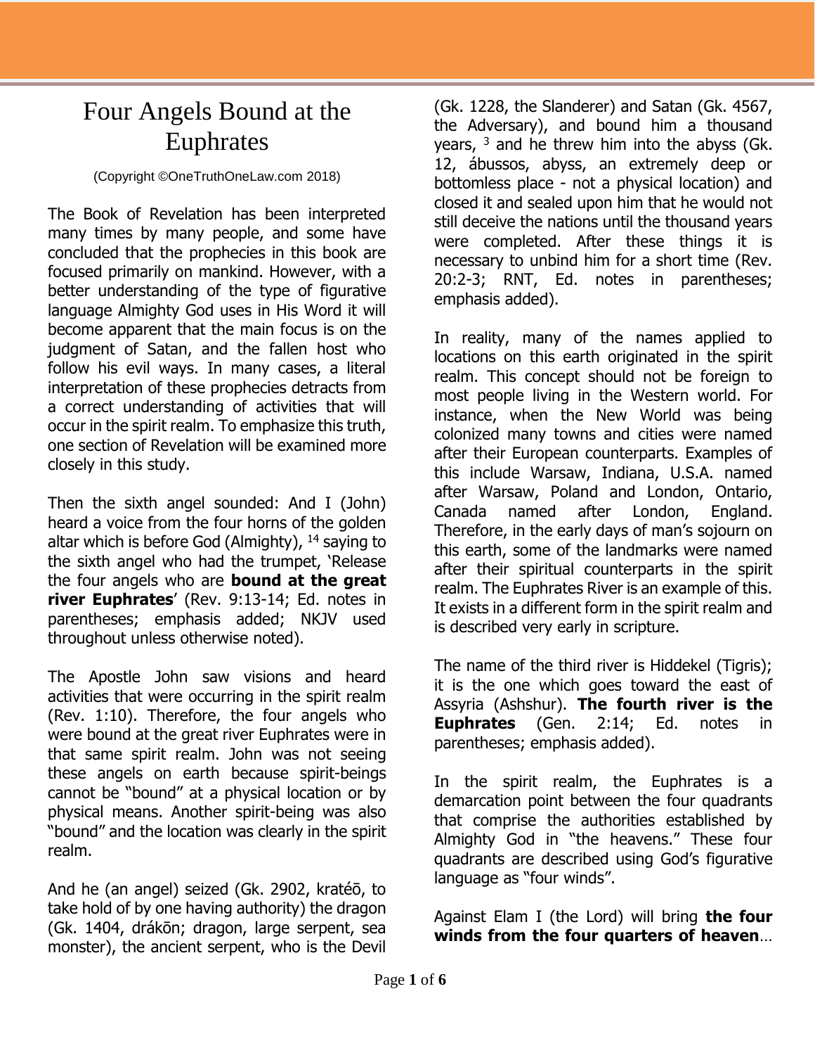# Four Angels Bound at the Euphrates

(Copyright ©OneTruthOneLaw.com 2018)

The Book of Revelation has been interpreted many times by many people, and some have concluded that the prophecies in this book are focused primarily on mankind. However, with a better understanding of the type of figurative language Almighty God uses in His Word it will become apparent that the main focus is on the judgment of Satan, and the fallen host who follow his evil ways. In many cases, a literal interpretation of these prophecies detracts from a correct understanding of activities that will occur in the spirit realm. To emphasize this truth, one section of Revelation will be examined more closely in this study.

Then the sixth angel sounded: And I (John) heard a voice from the four horns of the golden altar which is before God (Almighty), [14] saying to the sixth angel who had the trumpet, 'Release the four angels who are **bound at the great river Euphrates**' (Rev. 9:13-14; Ed. notes in parentheses; emphasis added; NKJV used throughout unless otherwise noted).

The Apostle John saw visions and heard activities that were occurring in the spirit realm (Rev. 1:10). Therefore, the four angels who were bound at the great river Euphrates were in that same spirit realm. John was not seeing these angels on earth because spirit-beings cannot be "bound" at a physical location or by physical means. Another spirit-being was also "bound" and the location was clearly in the spirit realm.

And he (an angel) seized (Gk. 2902, kratéō, to take hold of by one having authority) the dragon (Gk. 1404, drákōn; dragon, large serpent, sea monster), the ancient serpent, who is the Devil (Gk. 1228, the Slanderer) and Satan (Gk. 4567, the Adversary), and bound him a thousand years, [3] and he threw him into the abyss (Gk. 12, ábussos, abyss, an extremely deep or bottomless place - not a physical location) and closed it and sealed upon him that he would not still deceive the nations until the thousand years were completed. After these things it is necessary to unbind him for a short time (Rev. 20:2-3; RNT, Ed. notes in parentheses; emphasis added).

In reality, many of the names applied to locations on this earth originated in the spirit realm. This concept should not be foreign to most people living in the Western world. For instance, when the New World was being colonized many towns and cities were named after their European counterparts. Examples of this include Warsaw, Indiana, U.S.A. named after Warsaw, Poland and London, Ontario, Canada named after London, England. Therefore, in the early days of man's sojourn on this earth, some of the landmarks were named after their spiritual counterparts in the spirit realm. The Euphrates River is an example of this. It exists in a different form in the spirit realm and is described very early in scripture.

The name of the third river is Hiddekel (Tigris); it is the one which goes toward the east of Assyria (Ashshur). **The fourth river is the Euphrates** (Gen. 2:14; Ed. notes in parentheses; emphasis added).

In the spirit realm, the Euphrates is a demarcation point between the four quadrants that comprise the authorities established by Almighty God in "the heavens." These four quadrants are described using God's figurative language as "four winds".

Against Elam I (the Lord) will bring **the four winds from the four quarters of heaven**…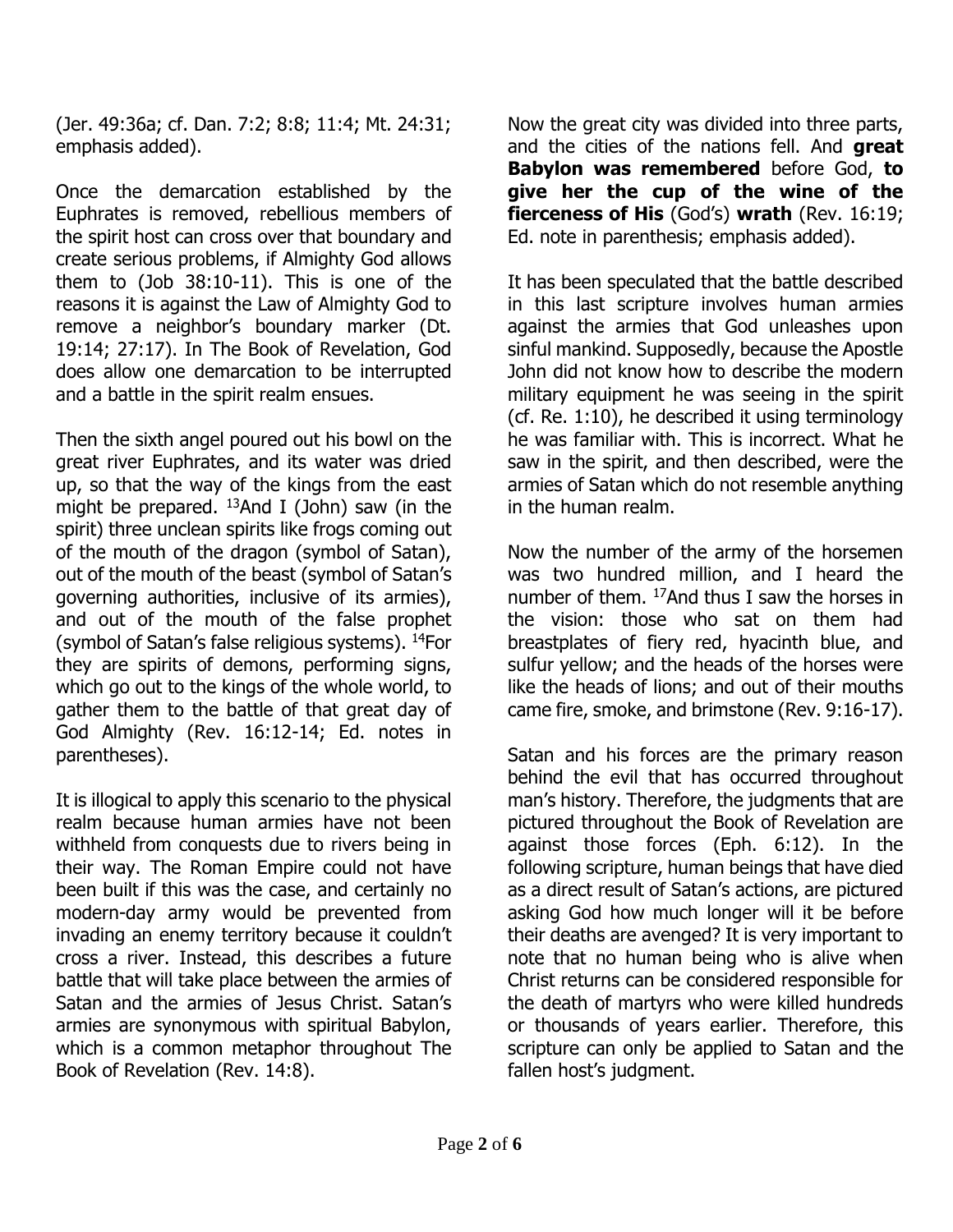(Jer. 49:36a; cf. Dan. 7:2; 8:8; 11:4; Mt. 24:31; emphasis added).

Once the demarcation established by the Euphrates is removed, rebellious members of the spirit host can cross over that boundary and create serious problems, if Almighty God allows them to (Job 38:10-11). This is one of the reasons it is against the Law of Almighty God to remove a neighbor's boundary marker (Dt. 19:14; 27:17). In The Book of Revelation, God does allow one demarcation to be interrupted and a battle in the spirit realm ensues.

Then the sixth angel poured out his bowl on the great river Euphrates, and its water was dried up, so that the way of the kings from the east might be prepared. [13]And I (John) saw (in the spirit) three unclean spirits like frogs coming out of the mouth of the dragon (symbol of Satan), out of the mouth of the beast (symbol of Satan's governing authorities, inclusive of its armies), and out of the mouth of the false prophet (symbol of Satan's false religious systems). [14]For they are spirits of demons, performing signs, which go out to the kings of the whole world, to gather them to the battle of that great day of God Almighty (Rev. 16:12-14; Ed. notes in parentheses).

It is illogical to apply this scenario to the physical realm because human armies have not been withheld from conquests due to rivers being in their way. The Roman Empire could not have been built if this was the case, and certainly no modern-day army would be prevented from invading an enemy territory because it couldn't cross a river. Instead, this describes a future battle that will take place between the armies of Satan and the armies of Jesus Christ. Satan's armies are synonymous with spiritual Babylon, which is a common metaphor throughout The Book of Revelation (Rev. 14:8).

Now the great city was divided into three parts, and the cities of the nations fell. And **great Babylon was remembered** before God, **to give her the cup of the wine of the fierceness of His** (God's) **wrath** (Rev. 16:19; Ed. note in parenthesis; emphasis added).

It has been speculated that the battle described in this last scripture involves human armies against the armies that God unleashes upon sinful mankind. Supposedly, because the Apostle John did not know how to describe the modern military equipment he was seeing in the spirit (cf. Re. 1:10), he described it using terminology he was familiar with. This is incorrect. What he saw in the spirit, and then described, were the armies of Satan which do not resemble anything in the human realm.

Now the number of the army of the horsemen was two hundred million, and I heard the number of them. [17]And thus I saw the horses in the vision: those who sat on them had breastplates of fiery red, hyacinth blue, and sulfur yellow; and the heads of the horses were like the heads of lions; and out of their mouths came fire, smoke, and brimstone (Rev. 9:16-17).

Satan and his forces are the primary reason behind the evil that has occurred throughout man's history. Therefore, the judgments that are pictured throughout the Book of Revelation are against those forces (Eph. 6:12). In the following scripture, human beings that have died as a direct result of Satan's actions, are pictured asking God how much longer will it be before their deaths are avenged? It is very important to note that no human being who is alive when Christ returns can be considered responsible for the death of martyrs who were killed hundreds or thousands of years earlier. Therefore, this scripture can only be applied to Satan and the fallen host's judgment.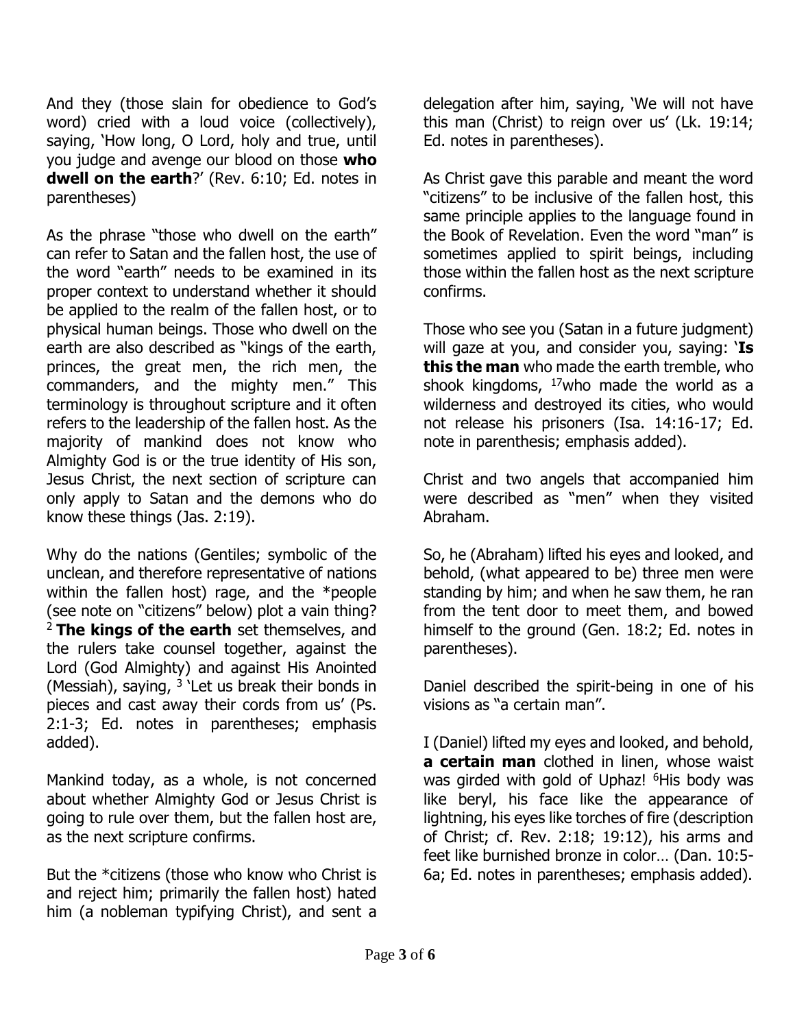And they (those slain for obedience to God's word) cried with a loud voice (collectively), saying, 'How long, O Lord, holy and true, until you judge and avenge our blood on those **who dwell on the earth**?' (Rev. 6:10; Ed. notes in parentheses)

As the phrase "those who dwell on the earth" can refer to Satan and the fallen host, the use of the word "earth" needs to be examined in its proper context to understand whether it should be applied to the realm of the fallen host, or to physical human beings. Those who dwell on the earth are also described as "kings of the earth, princes, the great men, the rich men, the commanders, and the mighty men." This terminology is throughout scripture and it often refers to the leadership of the fallen host. As the majority of mankind does not know who Almighty God is or the true identity of His son, Jesus Christ, the next section of scripture can only apply to Satan and the demons who do know these things (Jas. 2:19).

Why do the nations (Gentiles; symbolic of the unclean, and therefore representative of nations within the fallen host) rage, and the *people (see note on "citizens" below) plot a vain thing? [2] **The kings of the earth** set themselves, and the rulers take counsel together, against the Lord (God Almighty) and against His Anointed (Messiah), saying, [3] 'Let us break their bonds in pieces and cast away their cords from us' (Ps. 2:1-3; Ed. notes in parentheses; emphasis added).

Mankind today, as a whole, is not concerned about whether Almighty God or Jesus Christ is going to rule over them, but the fallen host are, as the next scripture confirms.

But the *citizens (those who know who Christ is and reject him; primarily the fallen host) hated him (a nobleman typifying Christ), and sent a delegation after him, saying, 'We will not have this man (Christ) to reign over us' (Lk. 19:14; Ed. notes in parentheses).

As Christ gave this parable and meant the word "citizens" to be inclusive of the fallen host, this same principle applies to the language found in the Book of Revelation. Even the word "man" is sometimes applied to spirit beings, including those within the fallen host as the next scripture confirms.

Those who see you (Satan in a future judgment) will gaze at you, and consider you, saying: '**Is this the man** who made the earth tremble, who shook kingdoms, [17]who made the world as a wilderness and destroyed its cities, who would not release his prisoners (Isa. 14:16-17; Ed. note in parenthesis; emphasis added).

Christ and two angels that accompanied him were described as "men" when they visited Abraham.

So, he (Abraham) lifted his eyes and looked, and behold, (what appeared to be) three men were standing by him; and when he saw them, he ran from the tent door to meet them, and bowed himself to the ground (Gen. 18:2; Ed. notes in parentheses).

Daniel described the spirit-being in one of his visions as "a certain man".

I (Daniel) lifted my eyes and looked, and behold, **a certain man** clothed in linen, whose waist was girded with gold of Uphaz! [6]His body was like beryl, his face like the appearance of lightning, his eyes like torches of fire (description of Christ; cf. Rev. 2:18; 19:12), his arms and feet like burnished bronze in color… (Dan. 10:5-6a; Ed. notes in parentheses; emphasis added).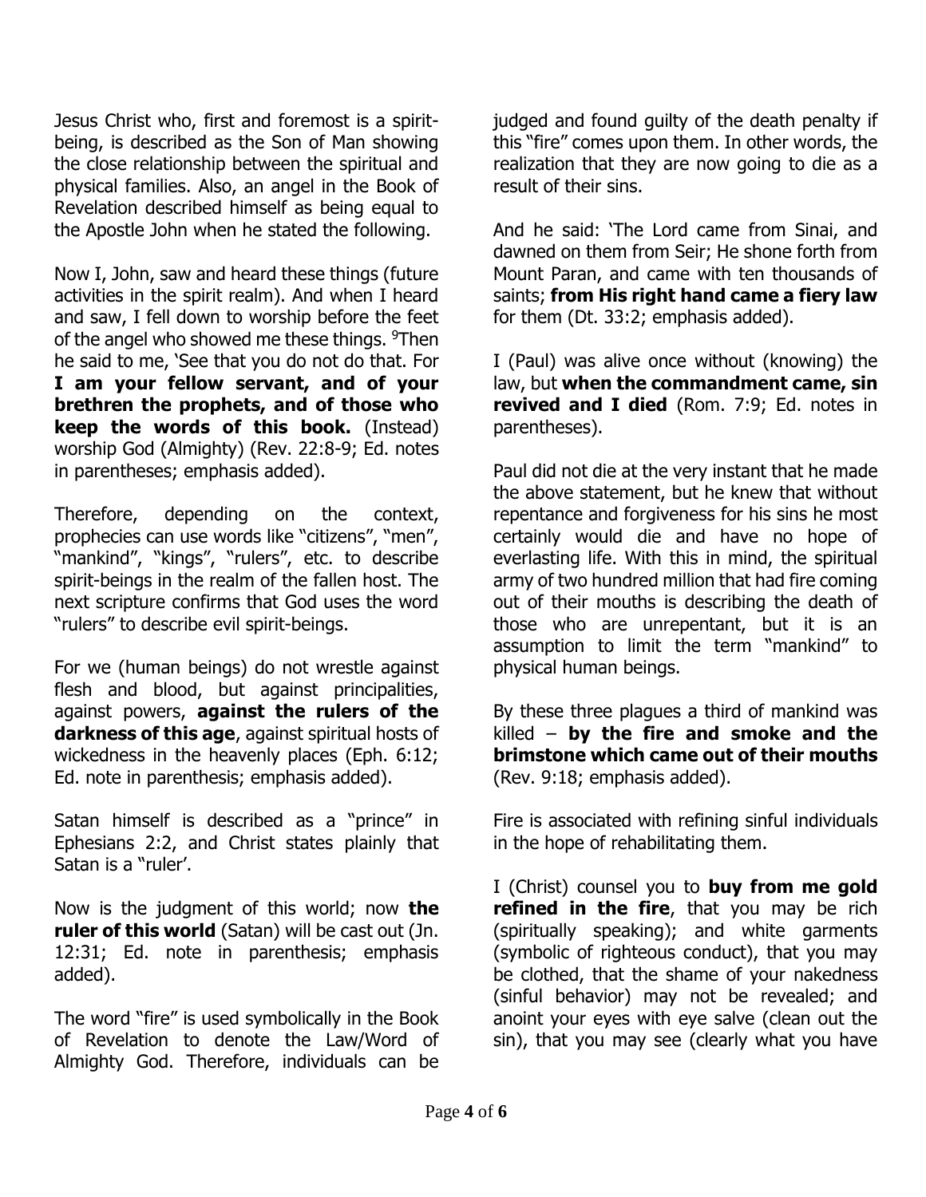Jesus Christ who, first and foremost is a spirit-being, is described as the Son of Man showing the close relationship between the spiritual and physical families. Also, an angel in the Book of Revelation described himself as being equal to the Apostle John when he stated the following.

Now I, John, saw and heard these things (future activities in the spirit realm). And when I heard and saw, I fell down to worship before the feet of the angel who showed me these things. 9Then he said to me, 'See that you do not do that. For **I am your fellow servant, and of your brethren the prophets, and of those who keep the words of this book.** (Instead) worship God (Almighty) (Rev. 22:8-9; Ed. notes in parentheses; emphasis added).

Therefore, depending on the context, prophecies can use words like "citizens", "men", "mankind", "kings", "rulers", etc. to describe spirit-beings in the realm of the fallen host. The next scripture confirms that God uses the word "rulers" to describe evil spirit-beings.

For we (human beings) do not wrestle against flesh and blood, but against principalities, against powers, **against the rulers of the darkness of this age**, against spiritual hosts of wickedness in the heavenly places (Eph. 6:12; Ed. note in parenthesis; emphasis added).

Satan himself is described as a "prince" in Ephesians 2:2, and Christ states plainly that Satan is a "ruler'.

Now is the judgment of this world; now **the ruler of this world** (Satan) will be cast out (Jn. 12:31; Ed. note in parenthesis; emphasis added).

The word "fire" is used symbolically in the Book of Revelation to denote the Law/Word of Almighty God. Therefore, individuals can be judged and found guilty of the death penalty if this "fire" comes upon them. In other words, the realization that they are now going to die as a result of their sins.

And he said: 'The Lord came from Sinai, and dawned on them from Seir; He shone forth from Mount Paran, and came with ten thousands of saints; **from His right hand came a fiery law** for them (Dt. 33:2; emphasis added).

I (Paul) was alive once without (knowing) the law, but **when the commandment came, sin revived and I died** (Rom. 7:9; Ed. notes in parentheses).

Paul did not die at the very instant that he made the above statement, but he knew that without repentance and forgiveness for his sins he most certainly would die and have no hope of everlasting life. With this in mind, the spiritual army of two hundred million that had fire coming out of their mouths is describing the death of those who are unrepentant, but it is an assumption to limit the term "mankind" to physical human beings.

By these three plagues a third of mankind was killed – **by the fire and smoke and the brimstone which came out of their mouths** (Rev. 9:18; emphasis added).

Fire is associated with refining sinful individuals in the hope of rehabilitating them.

I (Christ) counsel you to **buy from me gold refined in the fire**, that you may be rich (spiritually speaking); and white garments (symbolic of righteous conduct), that you may be clothed, that the shame of your nakedness (sinful behavior) may not be revealed; and anoint your eyes with eye salve (clean out the sin), that you may see (clearly what you have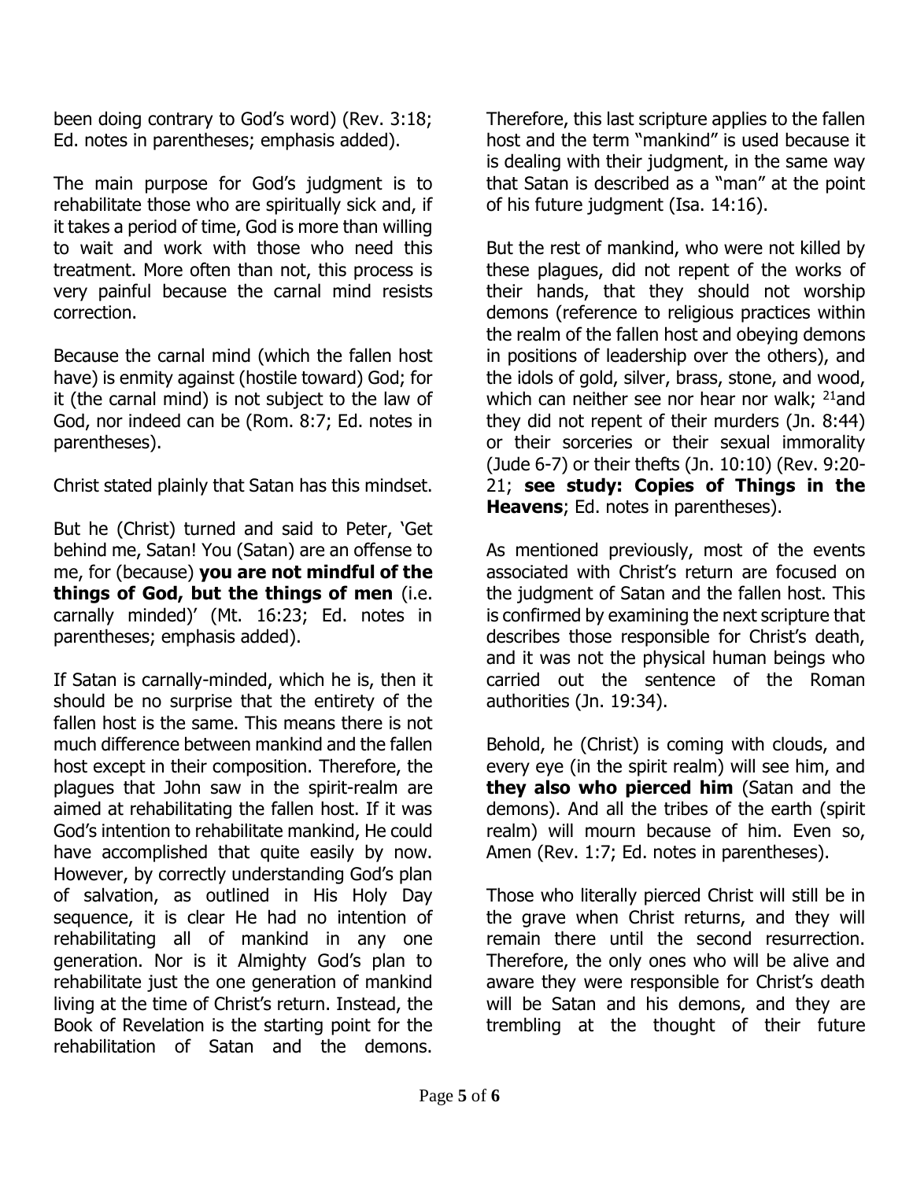been doing contrary to God's word) (Rev. 3:18; Ed. notes in parentheses; emphasis added).

The main purpose for God's judgment is to rehabilitate those who are spiritually sick and, if it takes a period of time, God is more than willing to wait and work with those who need this treatment. More often than not, this process is very painful because the carnal mind resists correction.

Because the carnal mind (which the fallen host have) is enmity against (hostile toward) God; for it (the carnal mind) is not subject to the law of God, nor indeed can be (Rom. 8:7; Ed. notes in parentheses).

Christ stated plainly that Satan has this mindset.

But he (Christ) turned and said to Peter, 'Get behind me, Satan! You (Satan) are an offense to me, for (because) **you are not mindful of the things of God, but the things of men** (i.e. carnally minded)' (Mt. 16:23; Ed. notes in parentheses; emphasis added).

If Satan is carnally-minded, which he is, then it should be no surprise that the entirety of the fallen host is the same. This means there is not much difference between mankind and the fallen host except in their composition. Therefore, the plagues that John saw in the spirit-realm are aimed at rehabilitating the fallen host. If it was God's intention to rehabilitate mankind, He could have accomplished that quite easily by now. However, by correctly understanding God's plan of salvation, as outlined in His Holy Day sequence, it is clear He had no intention of rehabilitating all of mankind in any one generation. Nor is it Almighty God's plan to rehabilitate just the one generation of mankind living at the time of Christ's return. Instead, the Book of Revelation is the starting point for the rehabilitation of Satan and the demons. Therefore, this last scripture applies to the fallen host and the term "mankind" is used because it is dealing with their judgment, in the same way that Satan is described as a "man" at the point of his future judgment (Isa. 14:16).

But the rest of mankind, who were not killed by these plagues, did not repent of the works of their hands, that they should not worship demons (reference to religious practices within the realm of the fallen host and obeying demons in positions of leadership over the others), and the idols of gold, silver, brass, stone, and wood, which can neither see nor hear nor walk; [21]and they did not repent of their murders (Jn. 8:44) or their sorceries or their sexual immorality (Jude 6-7) or their thefts (Jn. 10:10) (Rev. 9:20-21; **see study: Copies of Things in the Heavens**; Ed. notes in parentheses).

As mentioned previously, most of the events associated with Christ's return are focused on the judgment of Satan and the fallen host. This is confirmed by examining the next scripture that describes those responsible for Christ's death, and it was not the physical human beings who carried out the sentence of the Roman authorities (Jn. 19:34).

Behold, he (Christ) is coming with clouds, and every eye (in the spirit realm) will see him, and **they also who pierced him** (Satan and the demons). And all the tribes of the earth (spirit realm) will mourn because of him. Even so, Amen (Rev. 1:7; Ed. notes in parentheses).

Those who literally pierced Christ will still be in the grave when Christ returns, and they will remain there until the second resurrection. Therefore, the only ones who will be alive and aware they were responsible for Christ's death will be Satan and his demons, and they are trembling at the thought of their future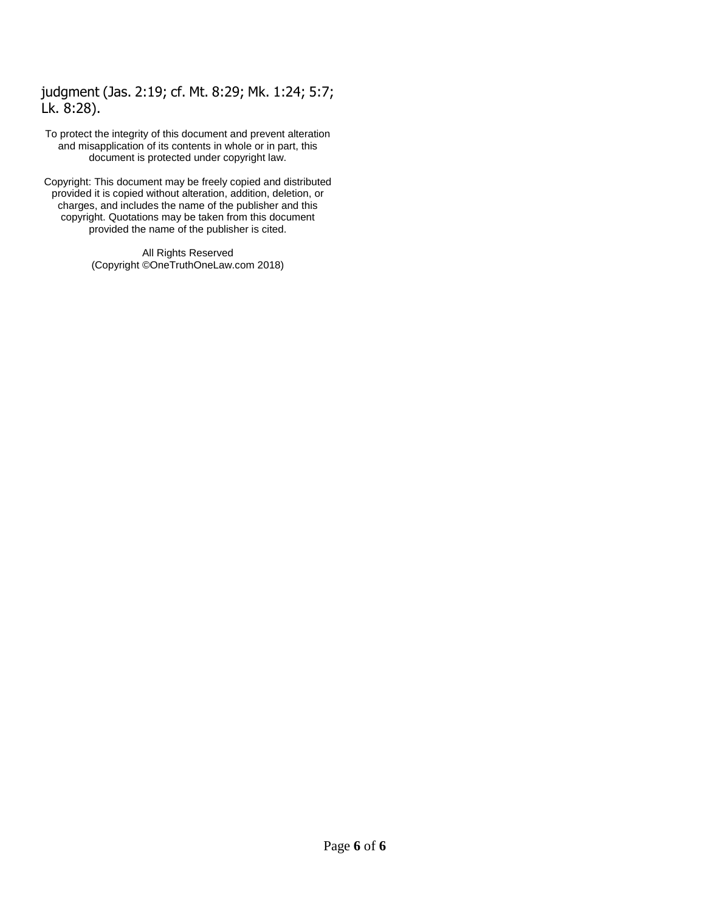judgment (Jas. 2:19; cf. Mt. 8:29; Mk. 1:24; 5:7; Lk. 8:28).

To protect the integrity of this document and prevent alteration and misapplication of its contents in whole or in part, this document is protected under copyright law.

Copyright: This document may be freely copied and distributed provided it is copied without alteration, addition, deletion, or charges, and includes the name of the publisher and this copyright. Quotations may be taken from this document provided the name of the publisher is cited.

All Rights Reserved
(Copyright ©OneTruthOneLaw.com 2018)